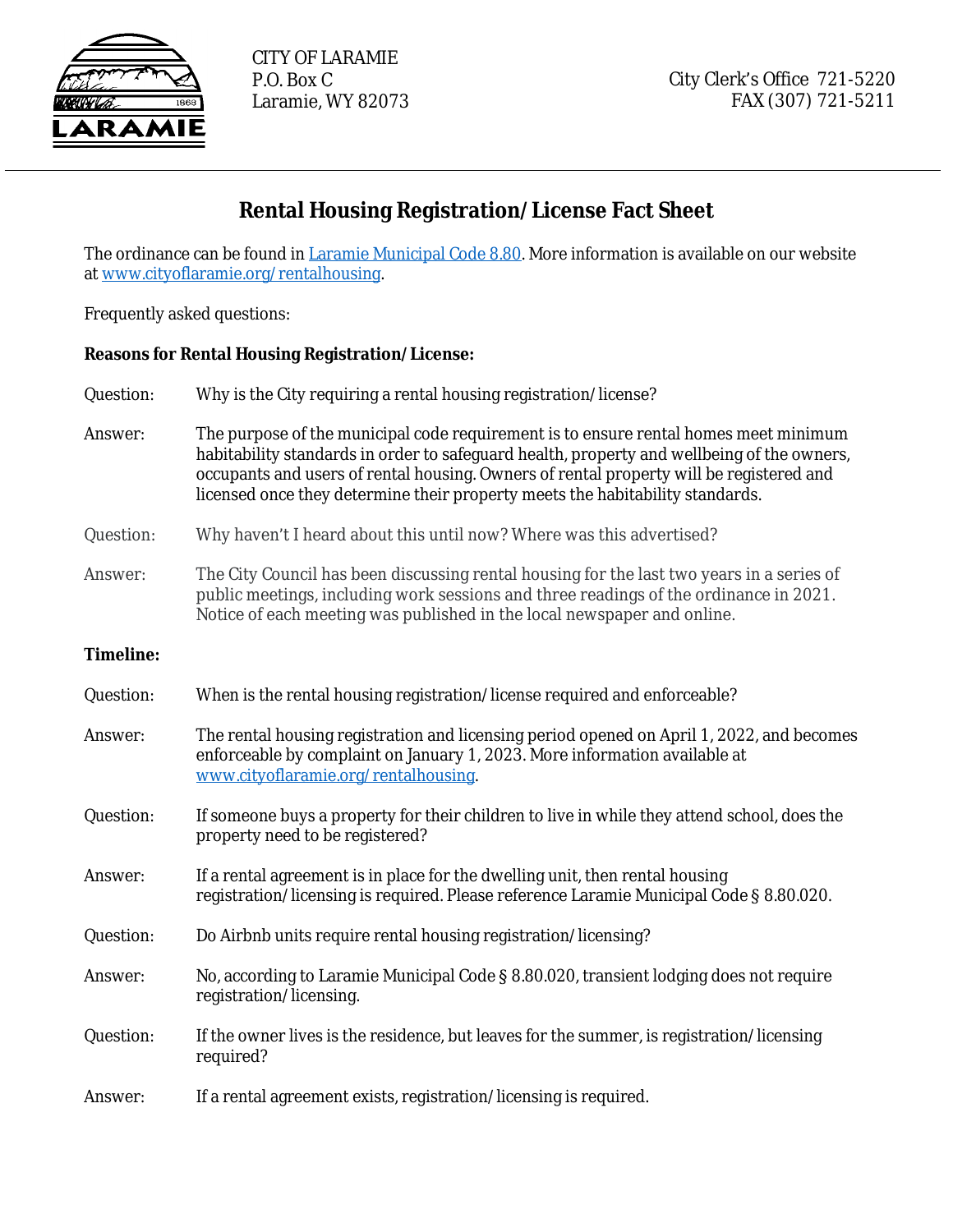CITY OF LARAMIE
P.O. Box C
Laramie, WY 82073

City Clerk's Office 721-5220
FAX (307) 721-5211

# Rental Housing Registration/License Fact Sheet

The ordinance can be found in [Laramie Municipal Code 8.80](). More information is available on our website at [www.cityoflaramie.org/rentalhousing]().

Frequently asked questions:

**Reasons for Rental Housing Registration/License:**

Question: Why is the City requiring a rental housing registration/license?

Answer: The purpose of the municipal code requirement is to ensure rental homes meet minimum habitability standards in order to safeguard health, property and wellbeing of the owners, occupants and users of rental housing. Owners of rental property will be registered and licensed once they determine their property meets the habitability standards.

Question: Why haven't I heard about this until now? Where was this advertised?

Answer: The City Council has been discussing rental housing for the last two years in a series of public meetings, including work sessions and three readings of the ordinance in 2021. Notice of each meeting was published in the local newspaper and online.

**Timeline:**

Question: When is the rental housing registration/license required and enforceable?

Answer: The rental housing registration and licensing period opened on April 1, 2022, and becomes enforceable by complaint on January 1, 2023. More information available at [www.cityoflaramie.org/rentalhousing]().

Question: If someone buys a property for their children to live in while they attend school, does the property need to be registered?

Answer: If a rental agreement is in place for the dwelling unit, then rental housing registration/licensing is required. Please reference Laramie Municipal Code § 8.80.020.

Question: Do Airbnb units require rental housing registration/licensing?

Answer: No, according to Laramie Municipal Code § 8.80.020, transient lodging does not require registration/licensing.

Question: If the owner lives is the residence, but leaves for the summer, is registration/licensing required?

Answer: If a rental agreement exists, registration/licensing is required.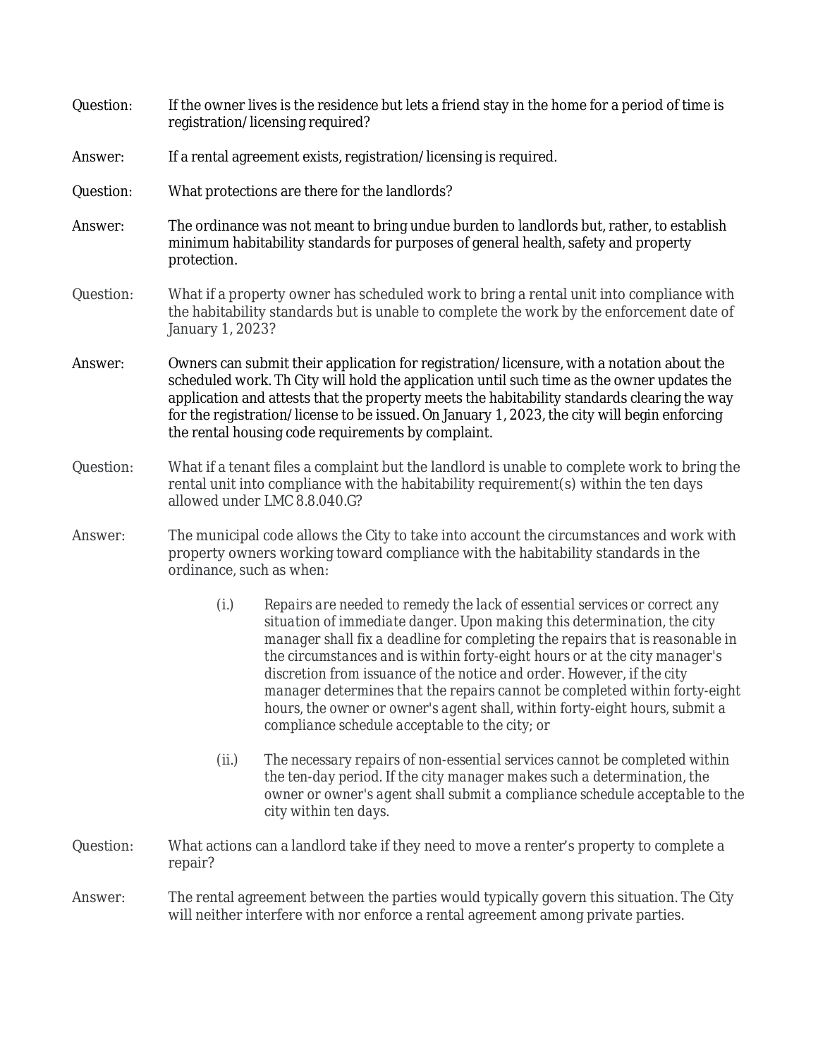Question: If the owner lives is the residence but lets a friend stay in the home for a period of time is registration/licensing required?

Answer: If a rental agreement exists, registration/licensing is required.

Question: What protections are there for the landlords?

Answer: The ordinance was not meant to bring undue burden to landlords but, rather, to establish minimum habitability standards for purposes of general health, safety and property protection.

Question: What if a property owner has scheduled work to bring a rental unit into compliance with the habitability standards but is unable to complete the work by the enforcement date of January 1, 2023?

Answer: Owners can submit their application for registration/licensure, with a notation about the scheduled work. Th City will hold the application until such time as the owner updates the application and attests that the property meets the habitability standards clearing the way for the registration/license to be issued. On January 1, 2023, the city will begin enforcing the rental housing code requirements by complaint.

Question: What if a tenant files a complaint but the landlord is unable to complete work to bring the rental unit into compliance with the habitability requirement(s) within the ten days allowed under LMC 8.8.040.G?

Answer: The municipal code allows the City to take into account the circumstances and work with property owners working toward compliance with the habitability standards in the ordinance, such as when:

(i.) *Repairs are needed to remedy the lack of essential services or correct any situation of immediate danger. Upon making this determination, the city manager shall fix a deadline for completing the repairs that is reasonable in the circumstances and is within forty-eight hours or at the city manager's discretion from issuance of the notice and order. However, if the city manager determines that the repairs cannot be completed within forty-eight hours, the owner or owner's agent shall, within forty-eight hours, submit a compliance schedule acceptable to the city; or*

(ii.) *The necessary repairs of non-essential services cannot be completed within the ten-day period. If the city manager makes such a determination, the owner or owner's agent shall submit a compliance schedule acceptable to the city within ten days.*

Question: What actions can a landlord take if they need to move a renter's property to complete a repair?

Answer: The rental agreement between the parties would typically govern this situation. The City will neither interfere with nor enforce a rental agreement among private parties.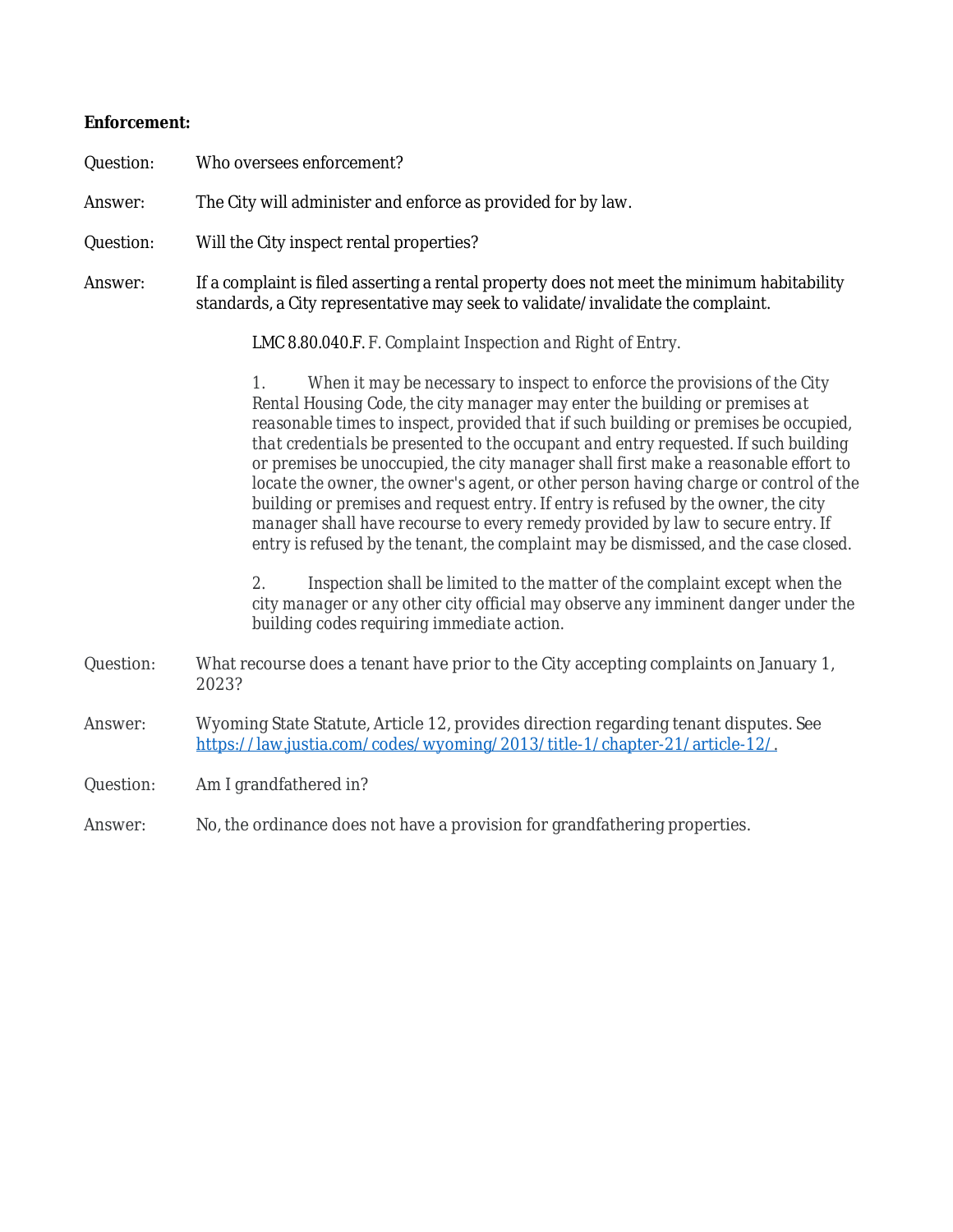**Enforcement:**

Question: Who oversees enforcement?

Answer: The City will administer and enforce as provided for by law.

Question: Will the City inspect rental properties?

Answer: If a complaint is filed asserting a rental property does not meet the minimum habitability standards, a City representative may seek to validate/invalidate the complaint.

> LMC 8.80.040.F. *F. Complaint Inspection and Right of Entry.*
>
> *1. When it may be necessary to inspect to enforce the provisions of the City Rental Housing Code, the city manager may enter the building or premises at reasonable times to inspect, provided that if such building or premises be occupied, that credentials be presented to the occupant and entry requested. If such building or premises be unoccupied, the city manager shall first make a reasonable effort to locate the owner, the owner's agent, or other person having charge or control of the building or premises and request entry. If entry is refused by the owner, the city manager shall have recourse to every remedy provided by law to secure entry. If entry is refused by the tenant, the complaint may be dismissed, and the case closed.*
>
> *2. Inspection shall be limited to the matter of the complaint except when the city manager or any other city official may observe any imminent danger under the building codes requiring immediate action.*

Question: What recourse does a tenant have prior to the City accepting complaints on January 1, 2023?

Answer: Wyoming State Statute, Article 12, provides direction regarding tenant disputes. See https://law.justia.com/codes/wyoming/2013/title-1/chapter-21/article-12/.

Question: Am I grandfathered in?

Answer: No, the ordinance does not have a provision for grandfathering properties.